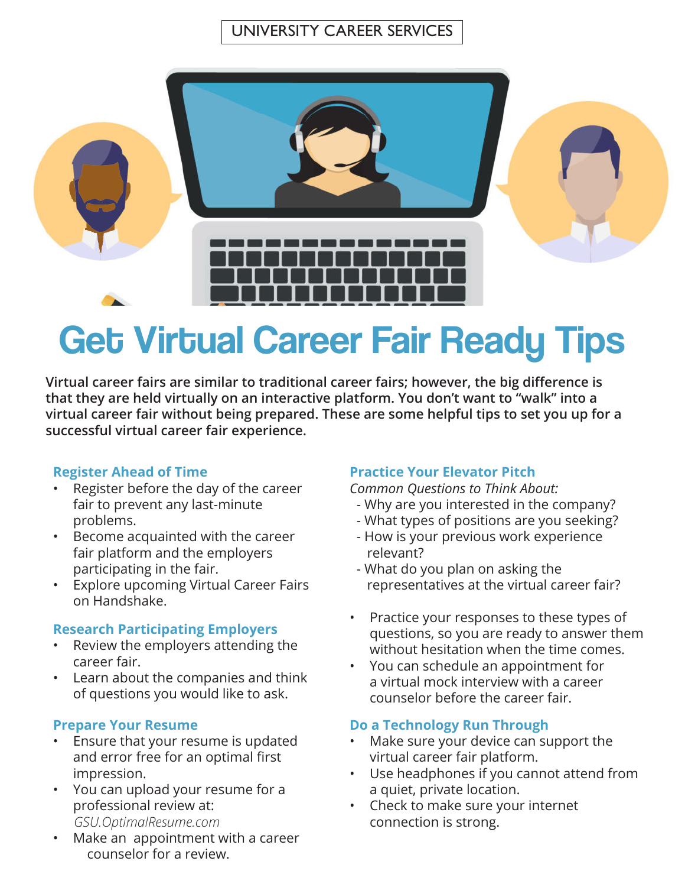UNIVERSITY CAREER SERVICES

# Get Virtual Career Fair Ready Tips

**Virtual career fairs are similar to traditional career fairs; however, the big difference is that they are held virtually on an interactive platform. You don't want to "walk" into a virtual career fair without being prepared. These are some helpful tips to set you up for a successful virtual career fair experience.**

## Register Ahead of Time

- Register before the day of the career fair to prevent any last-minute problems.
- Become acquainted with the career fair platform and the employers participating in the fair.
- Explore upcoming Virtual Career Fairs on Handshake.

## Research Participating Employers

- Review the employers attending the career fair.
- Learn about the companies and think of questions you would like to ask.

## Prepare Your Resume

- Ensure that your resume is updated and error free for an optimal first impression.
- You can upload your resume for a professional review at: *GSU.OptimalResume.com*
- Make an appointment with a career counselor for a review.

## Practice Your Elevator Pitch

*Common Questions to Think About:*

- Why are you interested in the company?
- What types of positions are you seeking?
- How is your previous work experience relevant?
- What do you plan on asking the representatives at the virtual career fair?

- Practice your responses to these types of questions, so you are ready to answer them without hesitation when the time comes.
- You can schedule an appointment for a virtual mock interview with a career counselor before the career fair.

## Do a Technology Run Through

- Make sure your device can support the virtual career fair platform.
- Use headphones if you cannot attend from a quiet, private location.
- Check to make sure your internet connection is strong.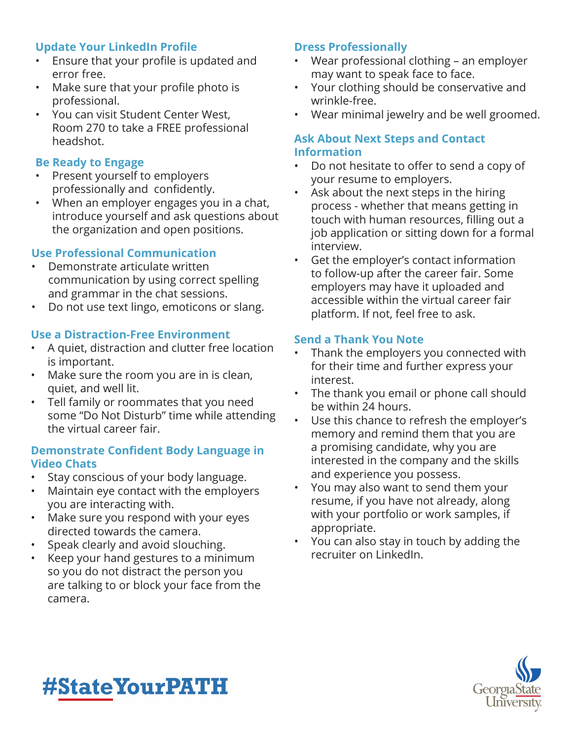## Update Your LinkedIn Profile

- Ensure that your profile is updated and error free.
- Make sure that your profile photo is professional.
- You can visit Student Center West, Room 270 to take a FREE professional headshot.

## Be Ready to Engage

- Present yourself to employers professionally and confidently.
- When an employer engages you in a chat, introduce yourself and ask questions about the organization and open positions.

## Use Professional Communication

- Demonstrate articulate written communication by using correct spelling and grammar in the chat sessions.
- Do not use text lingo, emoticons or slang.

## Use a Distraction-Free Environment

- A quiet, distraction and clutter free location is important.
- Make sure the room you are in is clean, quiet, and well lit.
- Tell family or roommates that you need some "Do Not Disturb" time while attending the virtual career fair.

## Demonstrate Confident Body Language in Video Chats

- Stay conscious of your body language.
- Maintain eye contact with the employers you are interacting with.
- Make sure you respond with your eyes directed towards the camera.
- Speak clearly and avoid slouching.
- Keep your hand gestures to a minimum so you do not distract the person you are talking to or block your face from the camera.

## Dress Professionally

- Wear professional clothing – an employer may want to speak face to face.
- Your clothing should be conservative and wrinkle-free.
- Wear minimal jewelry and be well groomed.

## Ask About Next Steps and Contact Information

- Do not hesitate to offer to send a copy of your resume to employers.
- Ask about the next steps in the hiring process - whether that means getting in touch with human resources, filling out a job application or sitting down for a formal interview.
- Get the employer's contact information to follow-up after the career fair. Some employers may have it uploaded and accessible within the virtual career fair platform. If not, feel free to ask.

## Send a Thank You Note

- Thank the employers you connected with for their time and further express your interest.
- The thank you email or phone call should be within 24 hours.
- Use this chance to refresh the employer's memory and remind them that you are a promising candidate, why you are interested in the company and the skills and experience you possess.
- You may also want to send them your resume, if you have not already, along with your portfolio or work samples, if appropriate.
- You can also stay in touch by adding the recruiter on LinkedIn.

#StateYourPATH

Georgia State University